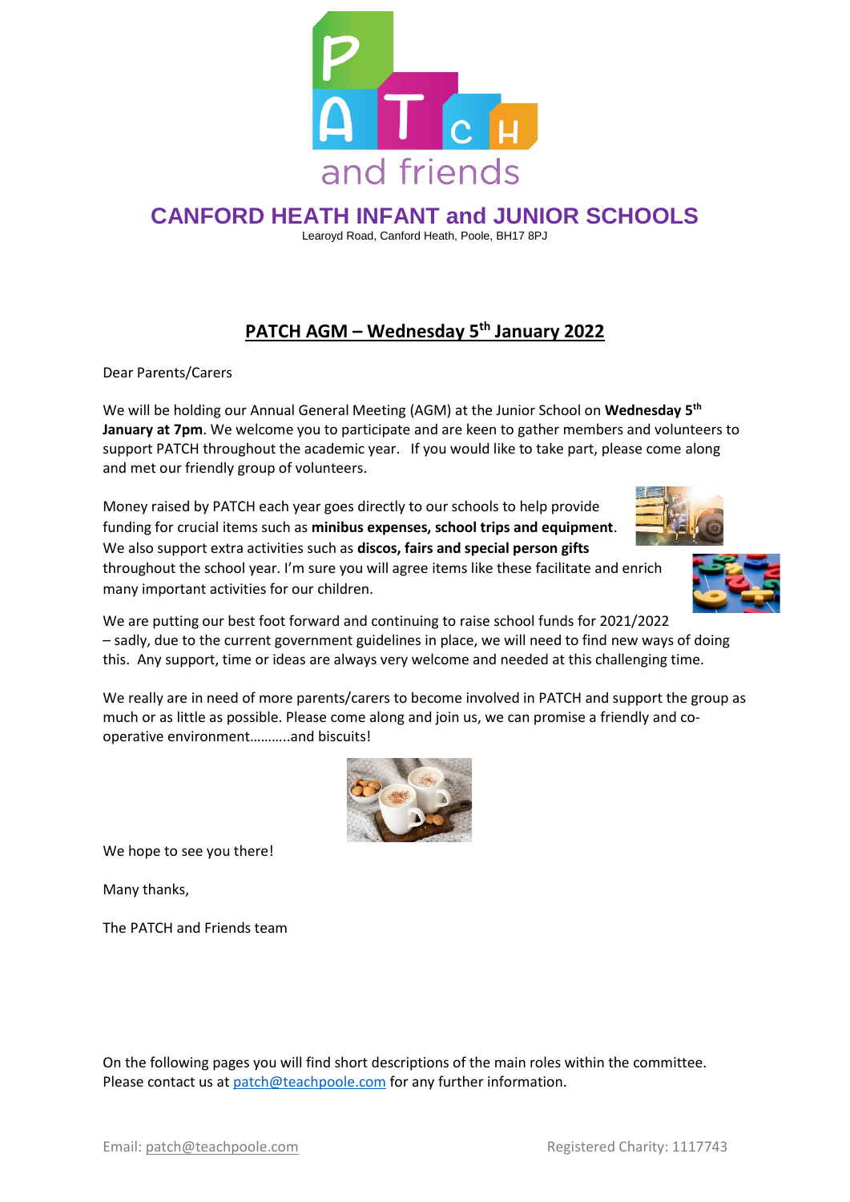# CANFORD HEATH INFANT and JUNIOR SCHOOLS

Learoyd Road, Canford Heath, Poole, BH17 8PJ

## PATCH AGM – Wednesday 5th January 2022

Dear Parents/Carers

We will be holding our Annual General Meeting (AGM) at the Junior School on **Wednesday 5th January at 7pm**. We welcome you to participate and are keen to gather members and volunteers to support PATCH throughout the academic year. If you would like to take part, please come along and met our friendly group of volunteers.

Money raised by PATCH each year goes directly to our schools to help provide funding for crucial items such as **minibus expenses, school trips and equipment**. We also support extra activities such as **discos, fairs and special person gifts** throughout the school year. I'm sure you will agree items like these facilitate and enrich many important activities for our children.

We are putting our best foot forward and continuing to raise school funds for 2021/2022 – sadly, due to the current government guidelines in place, we will need to find new ways of doing this. Any support, time or ideas are always very welcome and needed at this challenging time.

We really are in need of more parents/carers to become involved in PATCH and support the group as much or as little as possible. Please come along and join us, we can promise a friendly and co-operative environment………..and biscuits!

We hope to see you there!

Many thanks,

The PATCH and Friends team

On the following pages you will find short descriptions of the main roles within the committee. Please contact us at patch@teachpoole.com for any further information.

Email: patch@teachpoole.com Registered Charity: 1117743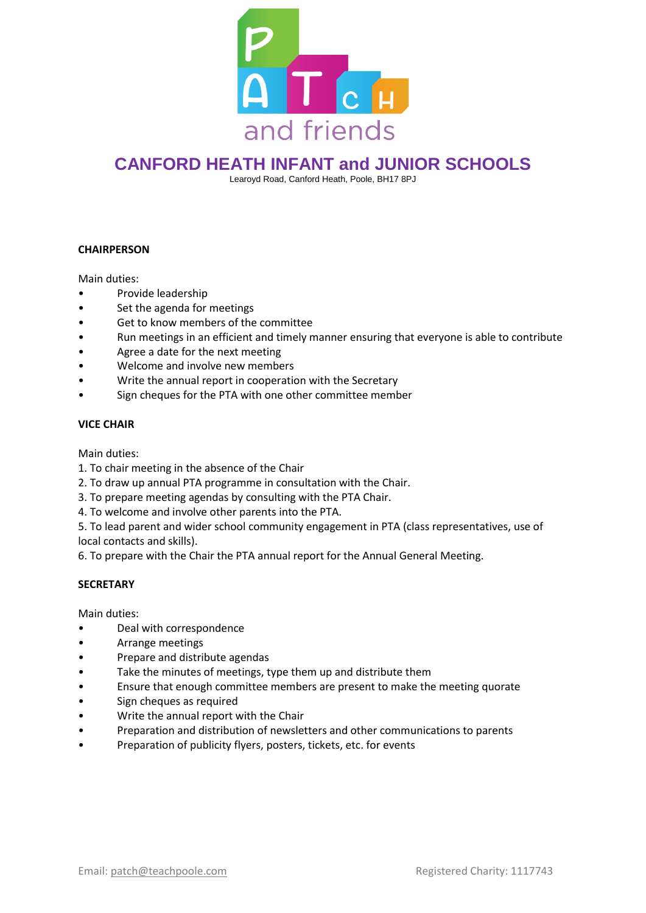PATCH and friends

# CANFORD HEATH INFANT and JUNIOR SCHOOLS

Learoyd Road, Canford Heath, Poole, BH17 8PJ

**CHAIRPERSON**

Main duties:

- Provide leadership
- Set the agenda for meetings
- Get to know members of the committee
- Run meetings in an efficient and timely manner ensuring that everyone is able to contribute
- Agree a date for the next meeting
- Welcome and involve new members
- Write the annual report in cooperation with the Secretary
- Sign cheques for the PTA with one other committee member

**VICE CHAIR**

Main duties:

1. To chair meeting in the absence of the Chair
2. To draw up annual PTA programme in consultation with the Chair.
3. To prepare meeting agendas by consulting with the PTA Chair.
4. To welcome and involve other parents into the PTA.
5. To lead parent and wider school community engagement in PTA (class representatives, use of local contacts and skills).
6. To prepare with the Chair the PTA annual report for the Annual General Meeting.

**SECRETARY**

Main duties:

- Deal with correspondence
- Arrange meetings
- Prepare and distribute agendas
- Take the minutes of meetings, type them up and distribute them
- Ensure that enough committee members are present to make the meeting quorate
- Sign cheques as required
- Write the annual report with the Chair
- Preparation and distribution of newsletters and other communications to parents
- Preparation of publicity flyers, posters, tickets, etc. for events

Email: patch@teachpoole.com

Registered Charity: 1117743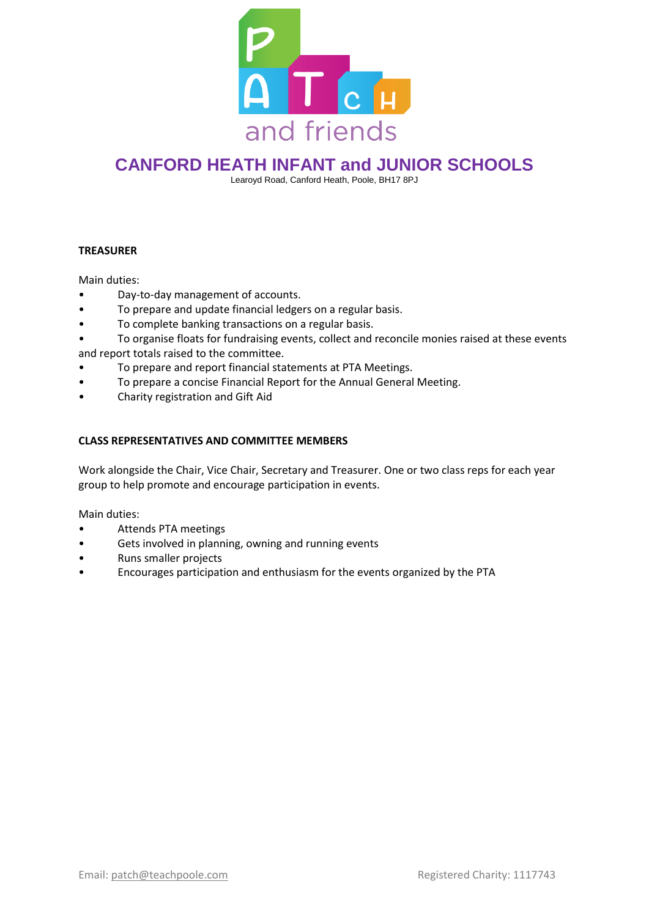PATCH and friends

# CANFORD HEATH INFANT and JUNIOR SCHOOLS

Learoyd Road, Canford Heath, Poole, BH17 8PJ

**TREASURER**

Main duties:

- Day-to-day management of accounts.
- To prepare and update financial ledgers on a regular basis.
- To complete banking transactions on a regular basis.
- To organise floats for fundraising events, collect and reconcile monies raised at these events and report totals raised to the committee.
- To prepare and report financial statements at PTA Meetings.
- To prepare a concise Financial Report for the Annual General Meeting.
- Charity registration and Gift Aid

**CLASS REPRESENTATIVES AND COMMITTEE MEMBERS**

Work alongside the Chair, Vice Chair, Secretary and Treasurer. One or two class reps for each year group to help promote and encourage participation in events.

Main duties:

- Attends PTA meetings
- Gets involved in planning, owning and running events
- Runs smaller projects
- Encourages participation and enthusiasm for the events organized by the PTA

Email: patch@teachpoole.com  Registered Charity: 1117743